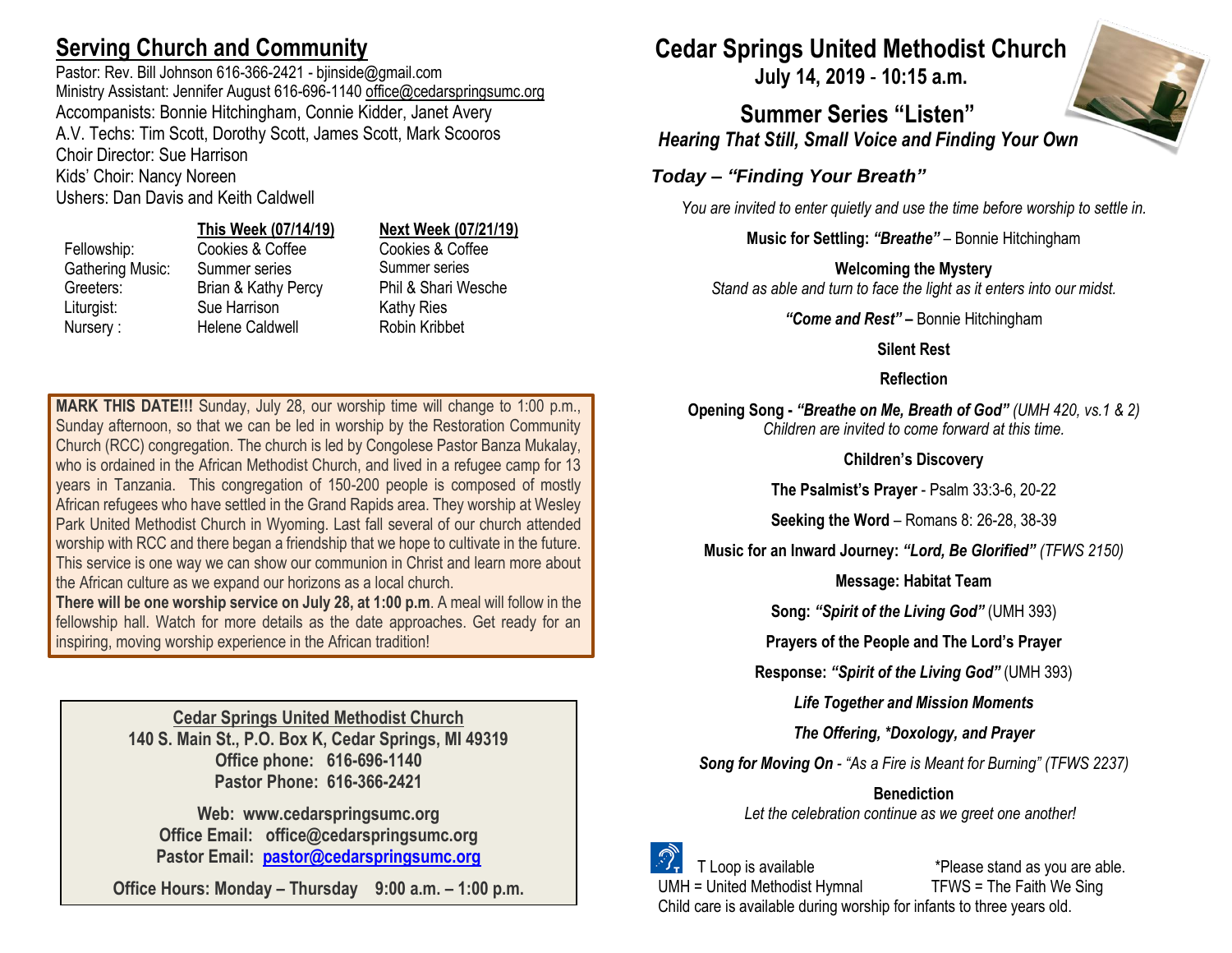## Serving Church and Community

Pastor: Rev. Bill Johnson 616-366-2421 - bjinside@gmail.com
Ministry Assistant: Jennifer August 616-696-1140 office@cedarspringsumc.org
Accompanists: Bonnie Hitchingham, Connie Kidder, Janet Avery
A.V. Techs: Tim Scott, Dorothy Scott, James Scott, Mark Scooros
Choir Director: Sue Harrison
Kids' Choir: Nancy Noreen
Ushers: Dan Davis and Keith Caldwell

| | This Week (07/14/19) | Next Week (07/21/19) |
|---|---|---|
| Fellowship: | Cookies & Coffee | Cookies & Coffee |
| Gathering Music: | Summer series | Summer series |
| Greeters: | Brian & Kathy Percy | Phil & Shari Wesche |
| Liturgist: | Sue Harrison | Kathy Ries |
| Nursery : | Helene Caldwell | Robin Kribbet |

**MARK THIS DATE!!!** Sunday, July 28, our worship time will change to 1:00 p.m., Sunday afternoon, so that we can be led in worship by the Restoration Community Church (RCC) congregation. The church is led by Congolese Pastor Banza Mukalay, who is ordained in the African Methodist Church, and lived in a refugee camp for 13 years in Tanzania. This congregation of 150-200 people is composed of mostly African refugees who have settled in the Grand Rapids area. They worship at Wesley Park United Methodist Church in Wyoming. Last fall several of our church attended worship with RCC and there began a friendship that we hope to cultivate in the future. This service is one way we can show our communion in Christ and learn more about the African culture as we expand our horizons as a local church.
**There will be one worship service on July 28, at 1:00 p.m**. A meal will follow in the fellowship hall. Watch for more details as the date approaches. Get ready for an inspiring, moving worship experience in the African tradition!

**Cedar Springs United Methodist Church**
**140 S. Main St., P.O. Box K, Cedar Springs, MI 49319**
**Office phone: 616-696-1140**
**Pastor Phone: 616-366-2421**

**Web: www.cedarspringsumc.org**
**Office Email: office@cedarspringsumc.org**
**Pastor Email: pastor@cedarspringsumc.org**

**Office Hours: Monday – Thursday 9:00 a.m. – 1:00 p.m.**

# Cedar Springs United Methodist Church
**July 14, 2019 - 10:15 a.m.**

## Summer Series "Listen"
***Hearing That Still, Small Voice and Finding Your Own***

### *Today – "Finding Your Breath"*

*You are invited to enter quietly and use the time before worship to settle in.*

**Music for Settling: *"Breathe"*** – Bonnie Hitchingham

**Welcoming the Mystery**
*Stand as able and turn to face the light as it enters into our midst.*

***"Come and Rest" –*** Bonnie Hitchingham

**Silent Rest**

**Reflection**

**Opening Song - *"Breathe on Me, Breath of God"*** *(UMH 420, vs.1 & 2)*
*Children are invited to come forward at this time.*

**Children's Discovery**

**The Psalmist's Prayer** - Psalm 33:3-6, 20-22

**Seeking the Word** – Romans 8: 26-28, 38-39

**Music for an Inward Journey: *"Lord, Be Glorified"*** *(TFWS 2150)*

**Message: Habitat Team**

**Song: *"Spirit of the Living God"*** (UMH 393)

**Prayers of the People and The Lord's Prayer**

**Response: *"Spirit of the Living God"*** (UMH 393)

***Life Together and Mission Moments***

***The Offering, *Doxology, and Prayer***

***Song for Moving On*** *- "As a Fire is Meant for Burning" (TFWS 2237)*

**Benediction**
*Let the celebration continue as we greet one another!*

T Loop is available *Please stand as you are able.
UMH = United Methodist Hymnal TFWS = The Faith We Sing
Child care is available during worship for infants to three years old.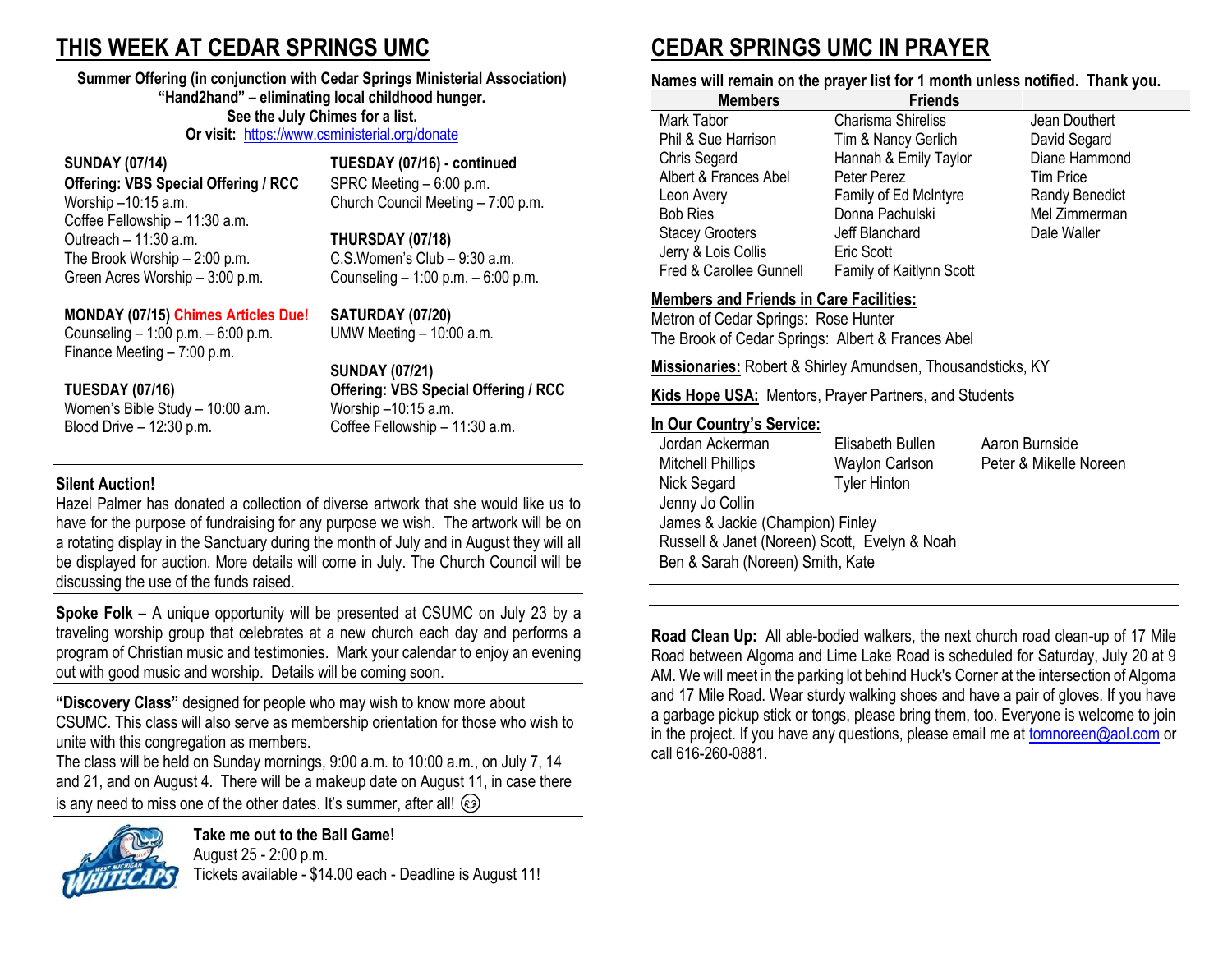# THIS WEEK AT CEDAR SPRINGS UMC

**Summer Offering (in conjunction with Cedar Springs Ministerial Association)**
**"Hand2hand" – eliminating local childhood hunger.**
**See the July Chimes for a list.**
**Or visit:** https://www.csministerial.org/donate

**SUNDAY (07/14)**
**Offering: VBS Special Offering / RCC**
Worship –10:15 a.m.
Coffee Fellowship – 11:30 a.m.
Outreach – 11:30 a.m.
The Brook Worship – 2:00 p.m.
Green Acres Worship – 3:00 p.m.

**MONDAY (07/15) Chimes Articles Due!**
Counseling – 1:00 p.m. – 6:00 p.m.
Finance Meeting – 7:00 p.m.

**TUESDAY (07/16)**
Women's Bible Study – 10:00 a.m.
Blood Drive – 12:30 p.m.

**TUESDAY (07/16) - continued**
SPRC Meeting – 6:00 p.m.
Church Council Meeting – 7:00 p.m.

**THURSDAY (07/18)**
C.S.Women's Club – 9:30 a.m.
Counseling – 1:00 p.m. – 6:00 p.m.

**SATURDAY (07/20)**
UMW Meeting – 10:00 a.m.

**SUNDAY (07/21)**
**Offering: VBS Special Offering / RCC**
Worship –10:15 a.m.
Coffee Fellowship – 11:30 a.m.

**Silent Auction!**
Hazel Palmer has donated a collection of diverse artwork that she would like us to have for the purpose of fundraising for any purpose we wish. The artwork will be on a rotating display in the Sanctuary during the month of July and in August they will all be displayed for auction. More details will come in July. The Church Council will be discussing the use of the funds raised.

**Spoke Folk** – A unique opportunity will be presented at CSUMC on July 23 by a traveling worship group that celebrates at a new church each day and performs a program of Christian music and testimonies. Mark your calendar to enjoy an evening out with good music and worship. Details will be coming soon.

**"Discovery Class"** designed for people who may wish to know more about CSUMC. This class will also serve as membership orientation for those who wish to unite with this congregation as members.
The class will be held on Sunday mornings, 9:00 a.m. to 10:00 a.m., on July 7, 14 and 21, and on August 4. There will be a makeup date on August 11, in case there is any need to miss one of the other dates. It's summer, after all! ☺

**Take me out to the Ball Game!**
August 25 - 2:00 p.m.
Tickets available - $14.00 each - Deadline is August 11!

# CEDAR SPRINGS UMC IN PRAYER

**Names will remain on the prayer list for 1 month unless notified. Thank you.**

| Members | Friends | |
|---|---|---|
| Mark Tabor | Charisma Shireliss | Jean Douthert |
| Phil & Sue Harrison | Tim & Nancy Gerlich | David Segard |
| Chris Segard | Hannah & Emily Taylor | Diane Hammond |
| Albert & Frances Abel | Peter Perez | Tim Price |
| Leon Avery | Family of Ed McIntyre | Randy Benedict |
| Bob Ries | Donna Pachulski | Mel Zimmerman |
| Stacey Grooters | Jeff Blanchard | Dale Waller |
| Jerry & Lois Collis | Eric Scott | |
| Fred & Carollee Gunnell | Family of Kaitlynn Scott | |

**Members and Friends in Care Facilities:**
Metron of Cedar Springs: Rose Hunter
The Brook of Cedar Springs: Albert & Frances Abel

**Missionaries:** Robert & Shirley Amundsen, Thousandsticks, KY

**Kids Hope USA:** Mentors, Prayer Partners, and Students

**In Our Country's Service:**
Jordan Ackerman
Mitchell Phillips
Nick Segard
Jenny Jo Collin
James & Jackie (Champion) Finley
Russell & Janet (Noreen) Scott, Evelyn & Noah
Ben & Sarah (Noreen) Smith, Kate
Elisabeth Bullen
Waylon Carlson
Tyler Hinton
Aaron Burnside
Peter & Mikelle Noreen

**Road Clean Up:** All able-bodied walkers, the next church road clean-up of 17 Mile Road between Algoma and Lime Lake Road is scheduled for Saturday, July 20 at 9 AM. We will meet in the parking lot behind Huck's Corner at the intersection of Algoma and 17 Mile Road. Wear sturdy walking shoes and have a pair of gloves. If you have a garbage pickup stick or tongs, please bring them, too. Everyone is welcome to join in the project. If you have any questions, please email me at tomnoreen@aol.com or call 616-260-0881.